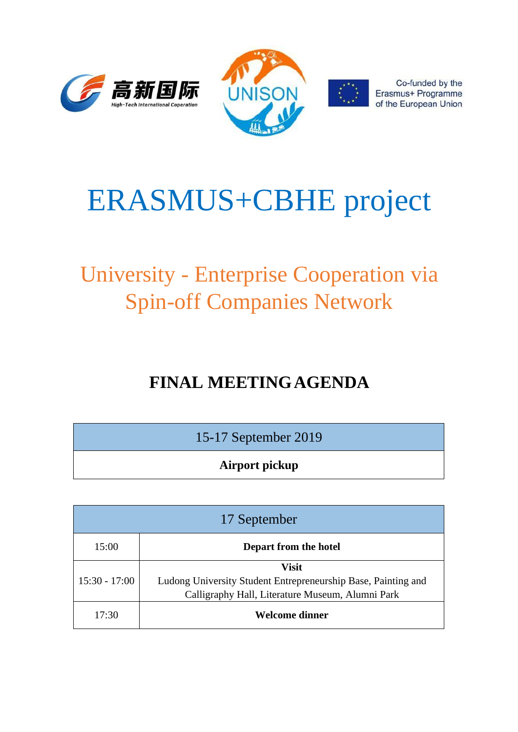高新国际
High-Tech International Coperation

UNISON

Co-funded by the Erasmus+ Programme of the European Union

# ERASMUS+CBHE project

## University - Enterprise Cooperation via Spin-off Companies Network

## FINAL MEETING AGENDA

| 15-17 September 2019 |
|---|
| **Airport pickup** |

| 17 September | |
|---|---|
| 15:00 | **Depart from the hotel** |
| 15:30 - 17:00 | **Visit**<br>Ludong University Student Entrepreneurship Base, Painting and Calligraphy Hall, Literature Museum, Alumni Park |
| 17:30 | **Welcome dinner** |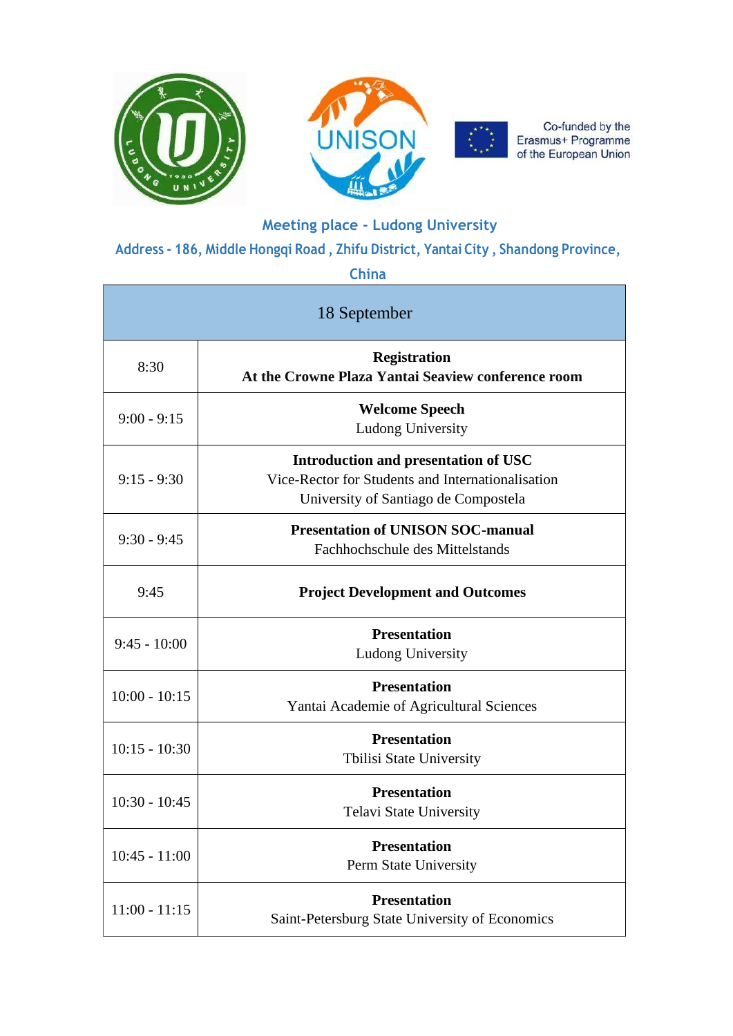Co-funded by the Erasmus+ Programme of the European Union

**Meeting place - Ludong University**

**Address - 186, Middle Hongqi Road , Zhifu District, Yantai City , Shandong Province, China**

| 18 September | |
|---|---|
| 8:30 | **Registration**<br>**At the Crowne Plaza Yantai Seaview conference room** |
| 9:00 - 9:15 | **Welcome Speech**<br>Ludong University |
| 9:15 - 9:30 | **Introduction and presentation of USC**<br>Vice-Rector for Students and Internationalisation<br>University of Santiago de Compostela |
| 9:30 - 9:45 | **Presentation of UNISON SOC-manual**<br>Fachhochschule des Mittelstands |
| 9:45 | **Project Development and Outcomes** |
| 9:45 - 10:00 | **Presentation**<br>Ludong University |
| 10:00 - 10:15 | **Presentation**<br>Yantai Academie of Agricultural Sciences |
| 10:15 - 10:30 | **Presentation**<br>Tbilisi State University |
| 10:30 - 10:45 | **Presentation**<br>Telavi State University |
| 10:45 - 11:00 | **Presentation**<br>Perm State University |
| 11:00 - 11:15 | **Presentation**<br>Saint-Petersburg State University of Economics |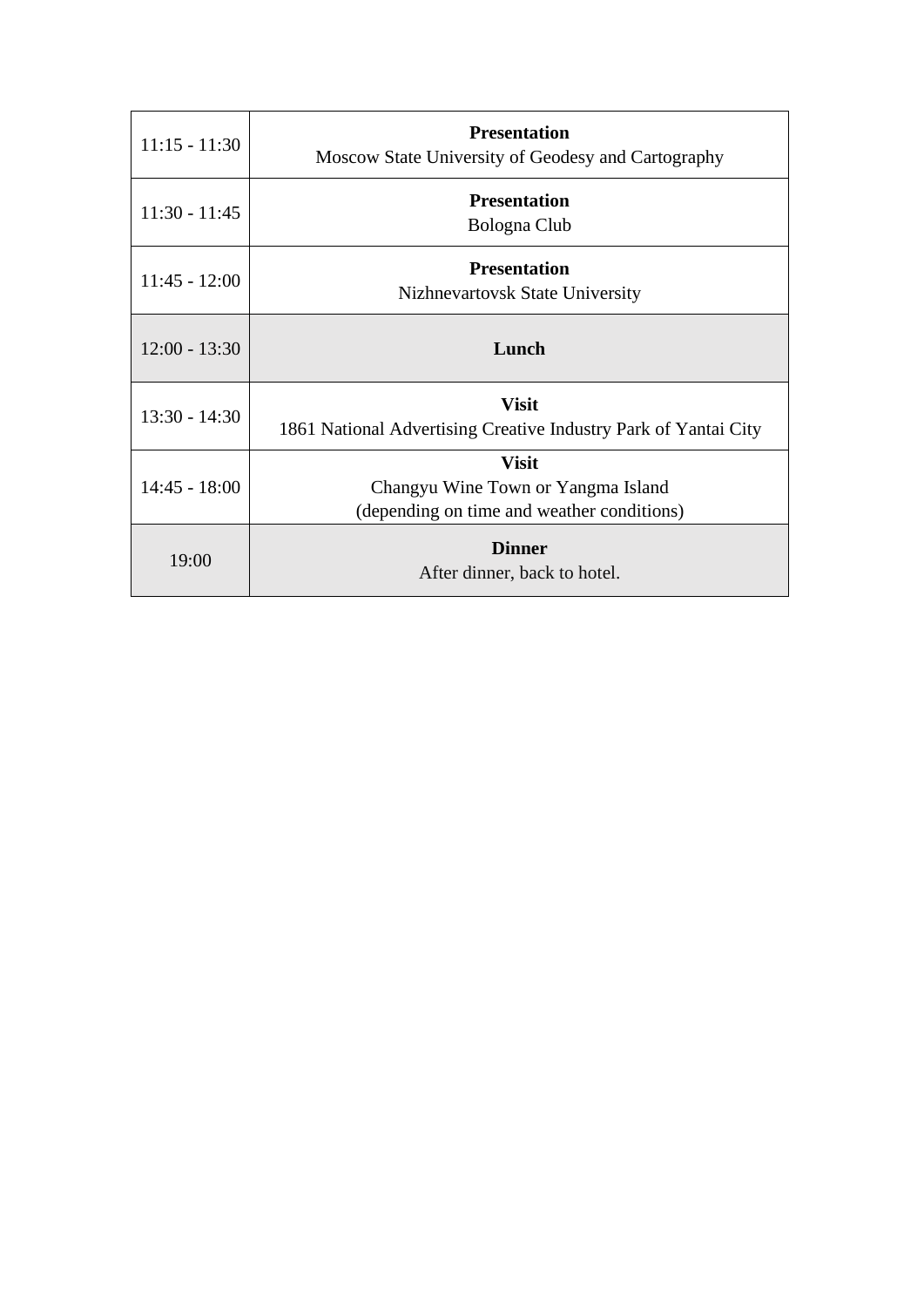| | |
|---|---|
| 11:15 - 11:30 | **Presentation**<br>Moscow State University of Geodesy and Cartography |
| 11:30 - 11:45 | **Presentation**<br>Bologna Club |
| 11:45 - 12:00 | **Presentation**<br>Nizhnevartovsk State University |
| 12:00 - 13:30 | **Lunch** |
| 13:30 - 14:30 | **Visit**<br>1861 National Advertising Creative Industry Park of Yantai City |
| 14:45 - 18:00 | **Visit**<br>Changyu Wine Town or Yangma Island<br>(depending on time and weather conditions) |
| 19:00 | **Dinner**<br>After dinner, back to hotel. |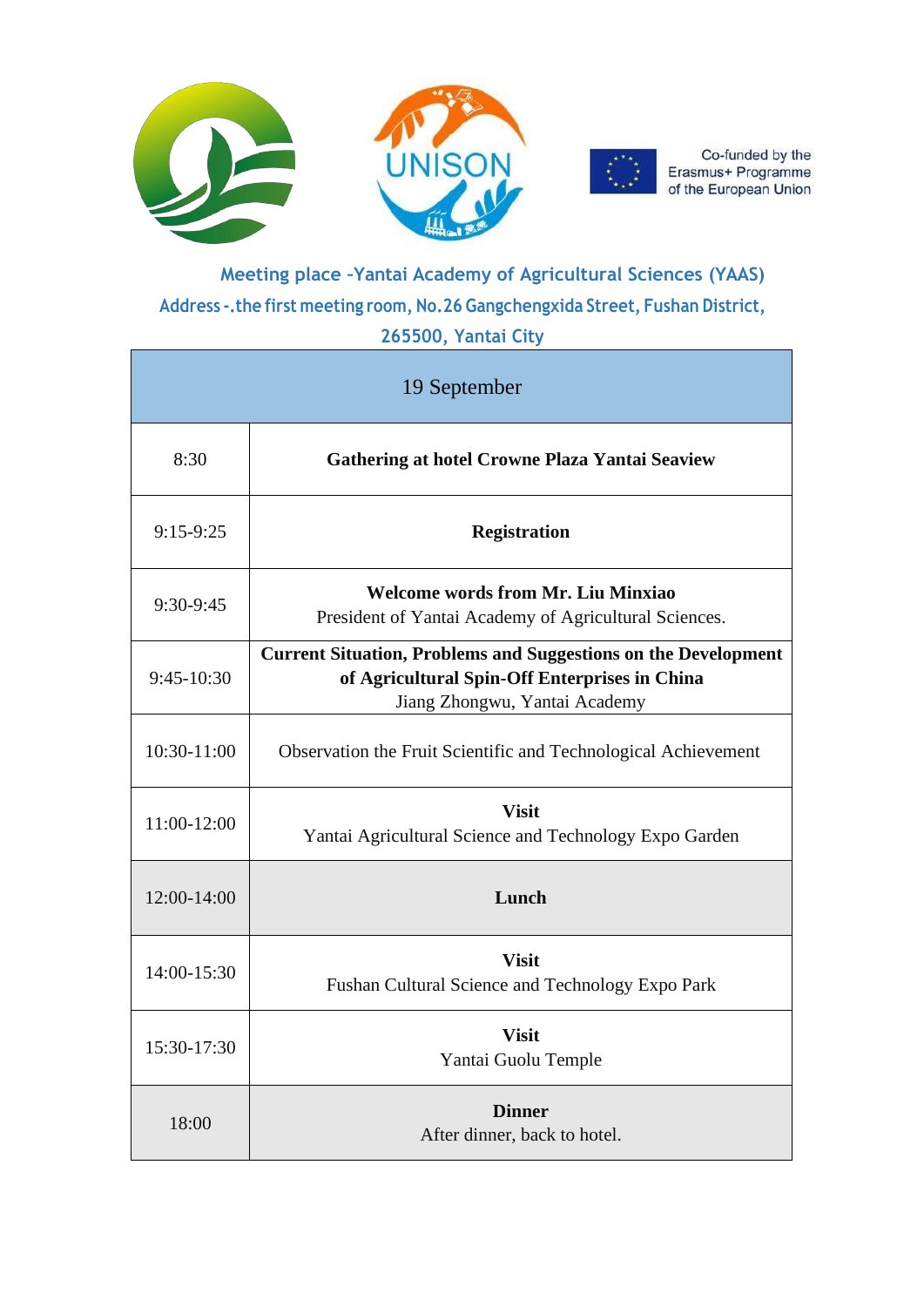Meeting place -Yantai Academy of Agricultural Sciences (YAAS)

Address -.the first meeting room, No.26 Gangchengxida Street, Fushan District, 265500, Yantai City

| 19 September | |
|---|---|
| 8:30 | **Gathering at hotel Crowne Plaza Yantai Seaview** |
| 9:15-9:25 | **Registration** |
| 9:30-9:45 | **Welcome words from Mr. Liu Minxiao**<br>President of Yantai Academy of Agricultural Sciences. |
| 9:45-10:30 | **Current Situation, Problems and Suggestions on the Development of Agricultural Spin-Off Enterprises in China**<br>Jiang Zhongwu, Yantai Academy |
| 10:30-11:00 | Observation the Fruit Scientific and Technological Achievement |
| 11:00-12:00 | **Visit**<br>Yantai Agricultural Science and Technology Expo Garden |
| 12:00-14:00 | **Lunch** |
| 14:00-15:30 | **Visit**<br>Fushan Cultural Science and Technology Expo Park |
| 15:30-17:30 | **Visit**<br>Yantai Guolu Temple |
| 18:00 | **Dinner**<br>After dinner, back to hotel. |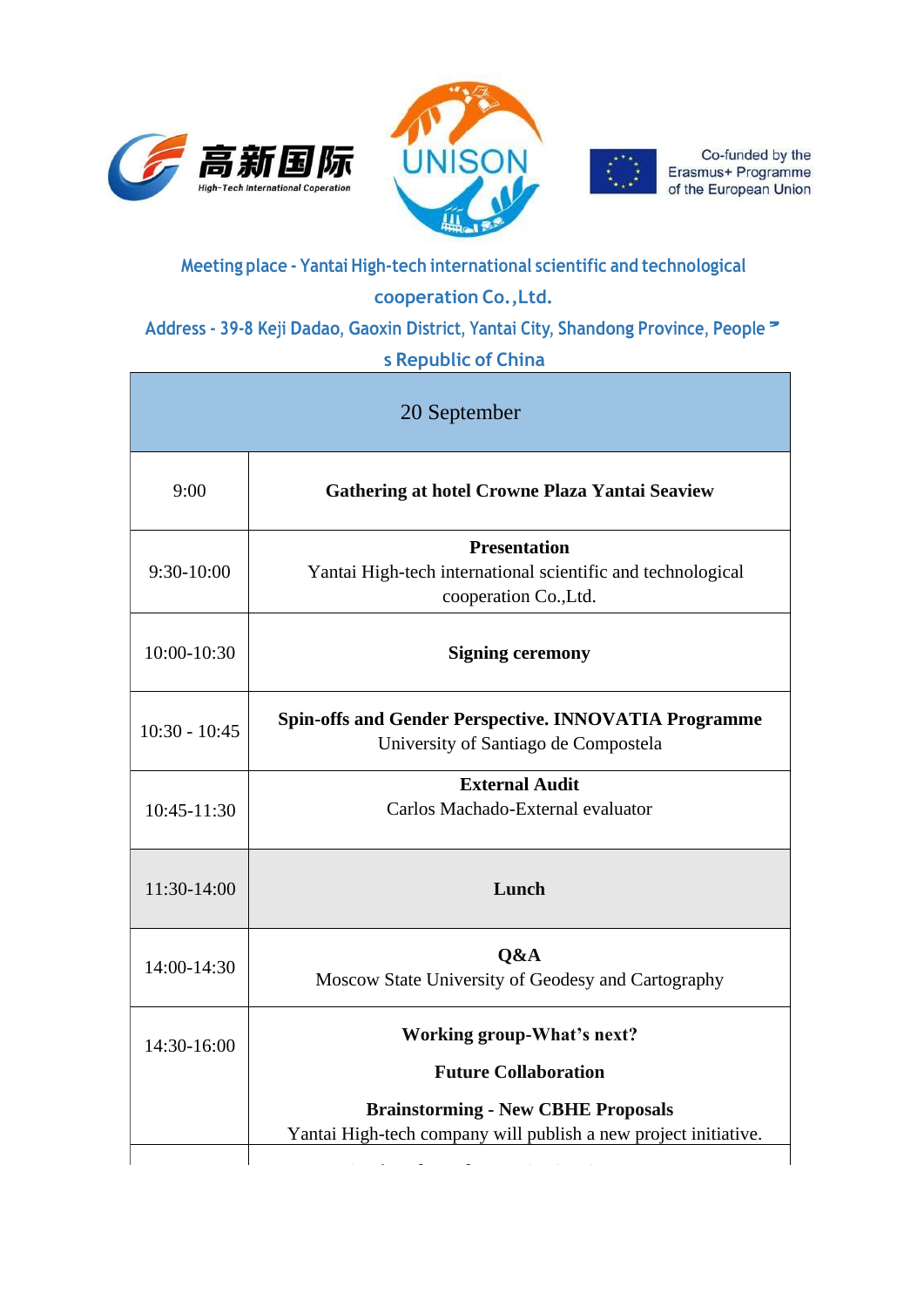高新国际
High-Tech International Coperation

UNISON

Co-funded by the Erasmus+ Programme of the European Union

Meeting place - Yantai High-tech international scientific and technological cooperation Co.,Ltd.

Address - 39-8 Keji Dadao, Gaoxin District, Yantai City, Shandong Province, People's Republic of China

| 20 September | |
|---|---|
| 9:00 | **Gathering at hotel Crowne Plaza Yantai Seaview** |
| 9:30-10:00 | **Presentation**<br>Yantai High-tech international scientific and technological cooperation Co.,Ltd. |
| 10:00-10:30 | **Signing ceremony** |
| 10:30 - 10:45 | **Spin-offs and Gender Perspective. INNOVATIA Programme**<br>University of Santiago de Compostela |
| 10:45-11:30 | **External Audit**<br>Carlos Machado-External evaluator |
| 11:30-14:00 | **Lunch** |
| 14:00-14:30 | **Q&A**<br>Moscow State University of Geodesy and Cartography |
| 14:30-16:00 | **Working group-What's next?**<br>**Future Collaboration**<br>**Brainstorming - New CBHE Proposals**<br>Yantai High-tech company will publish a new project initiative. |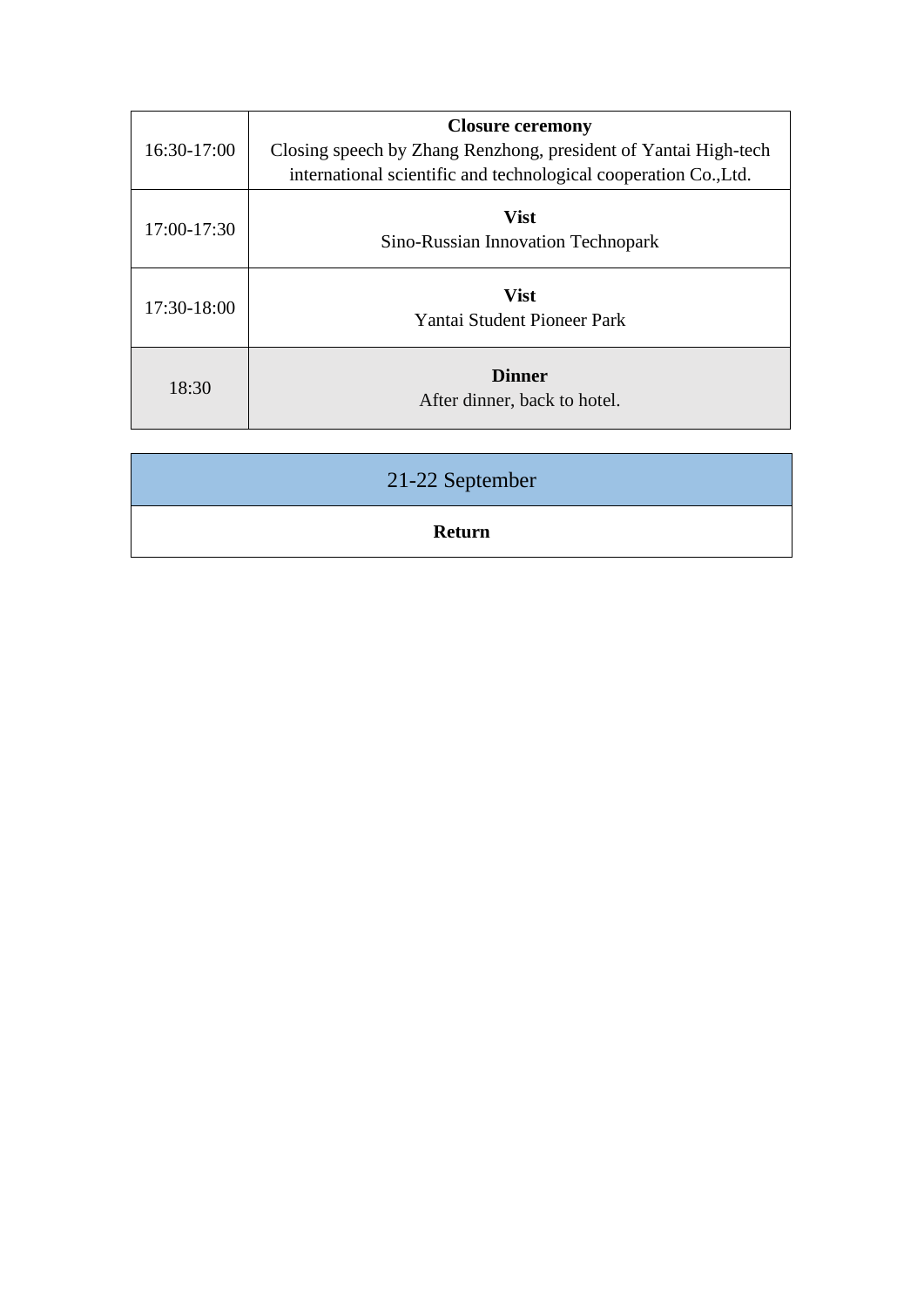| | |
|---|---|
| 16:30-17:00 | **Closure ceremony**<br>Closing speech by Zhang Renzhong, president of Yantai High-tech international scientific and technological cooperation Co.,Ltd. |
| 17:00-17:30 | **Vist**<br>Sino-Russian Innovation Technopark |
| 17:30-18:00 | **Vist**<br>Yantai Student Pioneer Park |
| 18:30 | **Dinner**<br>After dinner, back to hotel. |

| 21-22 September |
|---|
| **Return** |